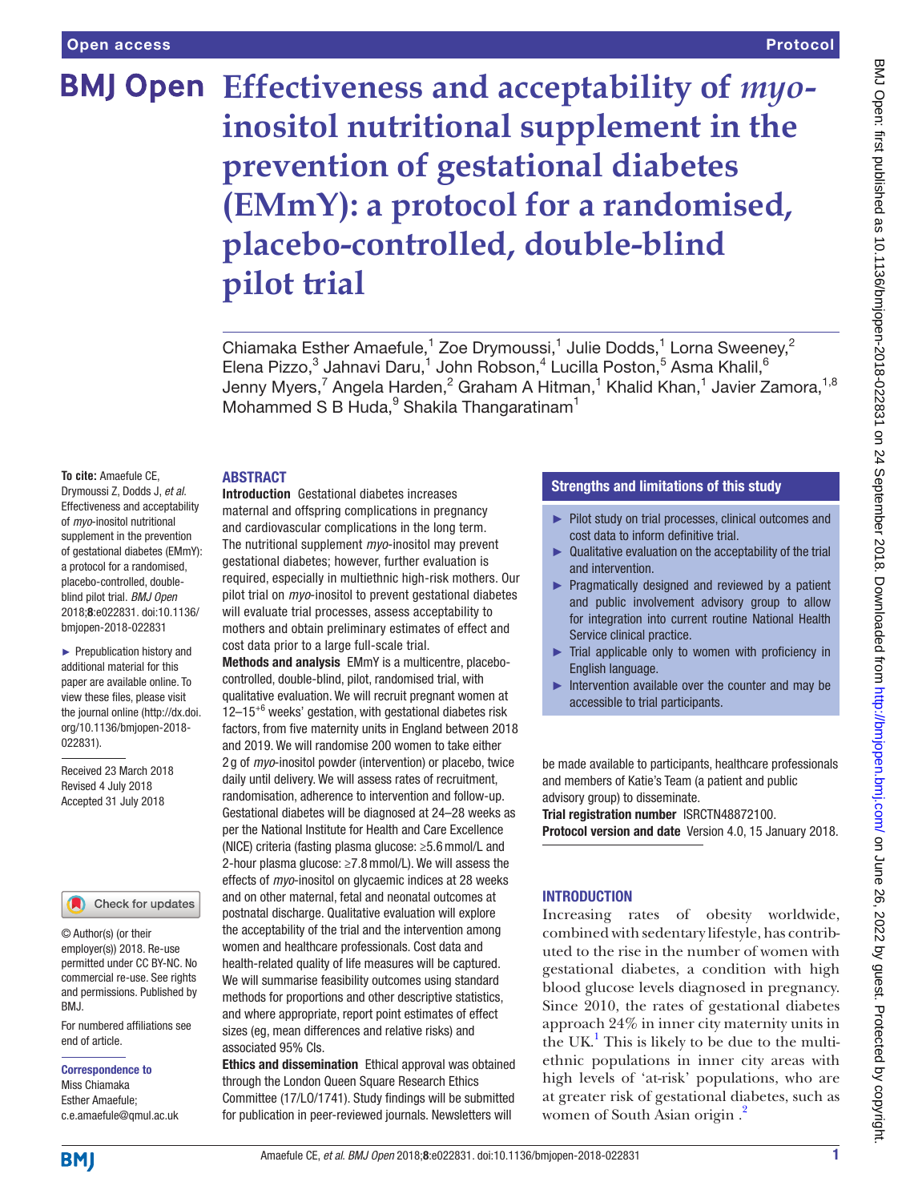Open access | Protocol

# Effectiveness and acceptability of *myo*-inositol nutritional supplement in the prevention of gestational diabetes (EMmY): a protocol for a randomised, placebo-controlled, double-blind pilot trial

Chiamaka Esther Amaefule,[1] Zoe Drymoussi,[1] Julie Dodds,[1] Lorna Sweeney,[2] Elena Pizzo,[3] Jahnavi Daru,[1] John Robson,[4] Lucilla Poston,[5] Asma Khalil,[6] Jenny Myers,[7] Angela Harden,[2] Graham A Hitman,[1] Khalid Khan,[1] Javier Zamora,[1,8] Mohammed S B Huda,[9] Shakila Thangaratinam[1]

**To cite:** Amaefule CE, Drymoussi Z, Dodds J, *et al*. Effectiveness and acceptability of *myo*-inositol nutritional supplement in the prevention of gestational diabetes (EMmY): a protocol for a randomised, placebo-controlled, double-blind pilot trial. *BMJ Open* 2018;**8**:e022831. doi:10.1136/bmjopen-2018-022831

► Prepublication history and additional material for this paper are available online. To view these files, please visit the journal online (http://dx.doi.org/10.1136/bmjopen-2018-022831).

Received 23 March 2018
Revised 4 July 2018
Accepted 31 July 2018

© Author(s) (or their employer(s)) 2018. Re-use permitted under CC BY-NC. No commercial re-use. See rights and permissions. Published by BMJ.

For numbered affiliations see end of article.

**Correspondence to**
Miss Chiamaka Esther Amaefule;
c.e.amaefule@qmul.ac.uk

## ABSTRACT

**Introduction** Gestational diabetes increases maternal and offspring complications in pregnancy and cardiovascular complications in the long term. The nutritional supplement *myo*-inositol may prevent gestational diabetes; however, further evaluation is required, especially in multiethnic high-risk mothers. Our pilot trial on *myo*-inositol to prevent gestational diabetes will evaluate trial processes, assess acceptability to mothers and obtain preliminary estimates of effect and cost data prior to a large full-scale trial.

**Methods and analysis** EMmY is a multicentre, placebo-controlled, double-blind, pilot, randomised trial, with qualitative evaluation. We will recruit pregnant women at 12–15$^{+6}$ weeks' gestation, with gestational diabetes risk factors, from five maternity units in England between 2018 and 2019. We will randomise 200 women to take either 2 g of *myo*-inositol powder (intervention) or placebo, twice daily until delivery. We will assess rates of recruitment, randomisation, adherence to intervention and follow-up. Gestational diabetes will be diagnosed at 24–28 weeks as per the National Institute for Health and Care Excellence (NICE) criteria (fasting plasma glucose: ≥5.6 mmol/L and 2-hour plasma glucose: ≥7.8 mmol/L). We will assess the effects of *myo*-inositol on glycaemic indices at 28 weeks and on other maternal, fetal and neonatal outcomes at postnatal discharge. Qualitative evaluation will explore the acceptability of the trial and the intervention among women and healthcare professionals. Cost data and health-related quality of life measures will be captured. We will summarise feasibility outcomes using standard methods for proportions and other descriptive statistics, and where appropriate, report point estimates of effect sizes (eg, mean differences and relative risks) and associated 95% CIs.

**Ethics and dissemination** Ethical approval was obtained through the London Queen Square Research Ethics Committee (17/LO/1741). Study findings will be submitted for publication in peer-reviewed journals. Newsletters will be made available to participants, healthcare professionals and members of Katie's Team (a patient and public advisory group) to disseminate.

**Trial registration number** ISRCTN48872100.

**Protocol version and date** Version 4.0, 15 January 2018.

### Strengths and limitations of this study

- ► Pilot study on trial processes, clinical outcomes and cost data to inform definitive trial.
- ► Qualitative evaluation on the acceptability of the trial and intervention.
- ► Pragmatically designed and reviewed by a patient and public involvement advisory group to allow for integration into current routine National Health Service clinical practice.
- ► Trial applicable only to women with proficiency in English language.
- ► Intervention available over the counter and may be accessible to trial participants.

## INTRODUCTION

Increasing rates of obesity worldwide, combined with sedentary lifestyle, has contributed to the rise in the number of women with gestational diabetes, a condition with high blood glucose levels diagnosed in pregnancy. Since 2010, the rates of gestational diabetes approach 24% in inner city maternity units in the UK.[1] This is likely to be due to the multiethnic populations in inner city areas with high levels of 'at-risk' populations, who are at greater risk of gestational diabetes, such as women of South Asian origin .[2]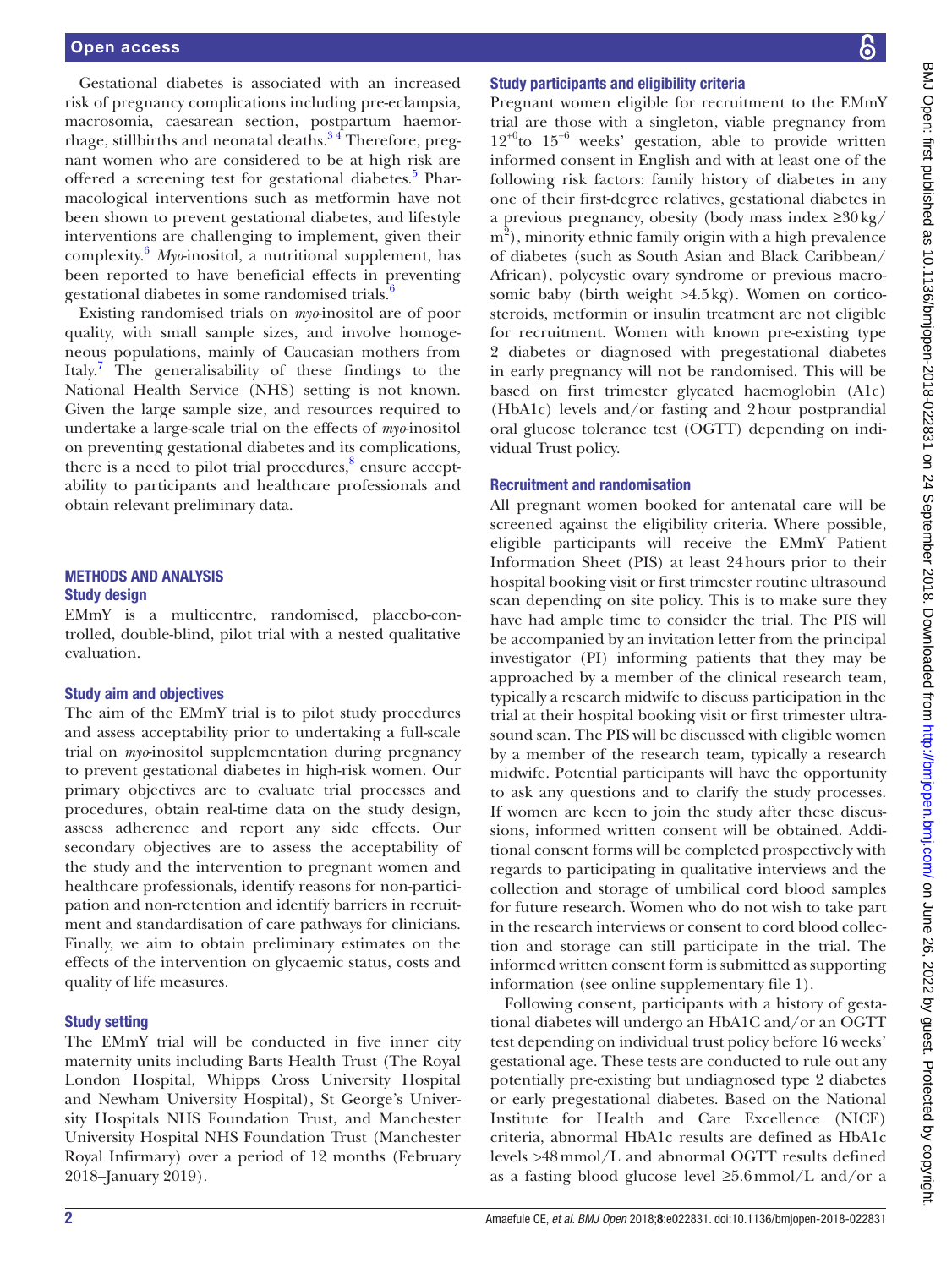Gestational diabetes is associated with an increased risk of pregnancy complications including pre-eclampsia, macrosomia, caesarean section, postpartum haemorrhage, stillbirths and neonatal deaths.[3 4] Therefore, pregnant women who are considered to be at high risk are offered a screening test for gestational diabetes.[5] Pharmacological interventions such as metformin have not been shown to prevent gestational diabetes, and lifestyle interventions are challenging to implement, given their complexity.[6] *Myo*-inositol, a nutritional supplement, has been reported to have beneficial effects in preventing gestational diabetes in some randomised trials.[6]

Existing randomised trials on *myo*-inositol are of poor quality, with small sample sizes, and involve homogeneous populations, mainly of Caucasian mothers from Italy.[7] The generalisability of these findings to the National Health Service (NHS) setting is not known. Given the large sample size, and resources required to undertake a large-scale trial on the effects of *myo*-inositol on preventing gestational diabetes and its complications, there is a need to pilot trial procedures,[8] ensure acceptability to participants and healthcare professionals and obtain relevant preliminary data.

## METHODS AND ANALYSIS

### Study design

EMmY is a multicentre, randomised, placebo-controlled, double-blind, pilot trial with a nested qualitative evaluation.

### Study aim and objectives

The aim of the EMmY trial is to pilot study procedures and assess acceptability prior to undertaking a full-scale trial on *myo*-inositol supplementation during pregnancy to prevent gestational diabetes in high-risk women. Our primary objectives are to evaluate trial processes and procedures, obtain real-time data on the study design, assess adherence and report any side effects. Our secondary objectives are to assess the acceptability of the study and the intervention to pregnant women and healthcare professionals, identify reasons for non-participation and non-retention and identify barriers in recruitment and standardisation of care pathways for clinicians. Finally, we aim to obtain preliminary estimates on the effects of the intervention on glycaemic status, costs and quality of life measures.

### Study setting

The EMmY trial will be conducted in five inner city maternity units including Barts Health Trust (The Royal London Hospital, Whipps Cross University Hospital and Newham University Hospital), St George's University Hospitals NHS Foundation Trust, and Manchester University Hospital NHS Foundation Trust (Manchester Royal Infirmary) over a period of 12 months (February 2018–January 2019).

### Study participants and eligibility criteria

Pregnant women eligible for recruitment to the EMmY trial are those with a singleton, viable pregnancy from $12^{+0}$to $15^{+6}$ weeks' gestation, able to provide written informed consent in English and with at least one of the following risk factors: family history of diabetes in any one of their first-degree relatives, gestational diabetes in a previous pregnancy, obesity (body mass index ≥30 kg/m$^2$), minority ethnic family origin with a high prevalence of diabetes (such as South Asian and Black Caribbean/African), polycystic ovary syndrome or previous macrosomic baby (birth weight >4.5 kg). Women on corticosteroids, metformin or insulin treatment are not eligible for recruitment. Women with known pre-existing type 2 diabetes or diagnosed with pregestational diabetes in early pregnancy will not be randomised. This will be based on first trimester glycated haemoglobin (A1c) (HbA1c) levels and/or fasting and 2 hour postprandial oral glucose tolerance test (OGTT) depending on individual Trust policy.

### Recruitment and randomisation

All pregnant women booked for antenatal care will be screened against the eligibility criteria. Where possible, eligible participants will receive the EMmY Patient Information Sheet (PIS) at least 24 hours prior to their hospital booking visit or first trimester routine ultrasound scan depending on site policy. This is to make sure they have had ample time to consider the trial. The PIS will be accompanied by an invitation letter from the principal investigator (PI) informing patients that they may be approached by a member of the clinical research team, typically a research midwife to discuss participation in the trial at their hospital booking visit or first trimester ultrasound scan. The PIS will be discussed with eligible women by a member of the research team, typically a research midwife. Potential participants will have the opportunity to ask any questions and to clarify the study processes. If women are keen to join the study after these discussions, informed written consent will be obtained. Additional consent forms will be completed prospectively with regards to participating in qualitative interviews and the collection and storage of umbilical cord blood samples for future research. Women who do not wish to take part in the research interviews or consent to cord blood collection and storage can still participate in the trial. The informed written consent form is submitted as supporting information (see online supplementary file 1).

Following consent, participants with a history of gestational diabetes will undergo an HbA1C and/or an OGTT test depending on individual trust policy before 16 weeks' gestational age. These tests are conducted to rule out any potentially pre-existing but undiagnosed type 2 diabetes or early pregestational diabetes. Based on the National Institute for Health and Care Excellence (NICE) criteria, abnormal HbA1c results are defined as HbA1c levels >48 mmol/L and abnormal OGTT results defined as a fasting blood glucose level ≥5.6 mmol/L and/or a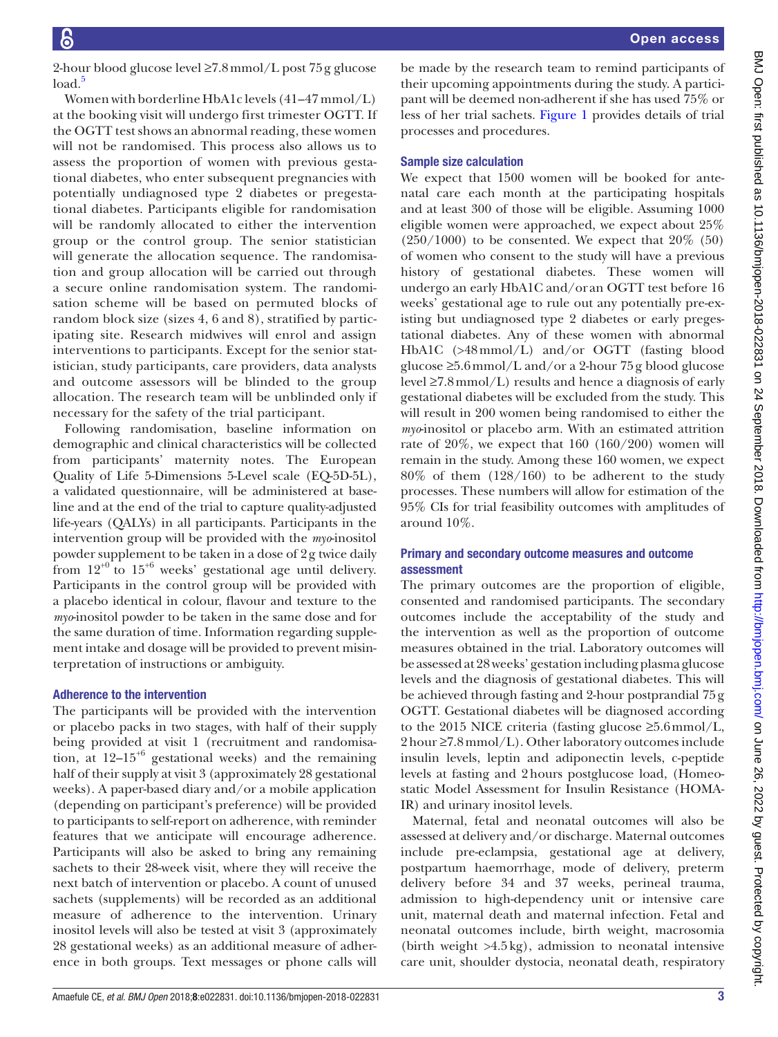2-hour blood glucose level ≥7.8 mmol/L post 75 g glucose load.[5]

Women with borderline HbA1c levels (41–47 mmol/L) at the booking visit will undergo first trimester OGTT. If the OGTT test shows an abnormal reading, these women will not be randomised. This process also allows us to assess the proportion of women with previous gestational diabetes, who enter subsequent pregnancies with potentially undiagnosed type 2 diabetes or pregestational diabetes. Participants eligible for randomisation will be randomly allocated to either the intervention group or the control group. The senior statistician will generate the allocation sequence. The randomisation and group allocation will be carried out through a secure online randomisation system. The randomisation scheme will be based on permuted blocks of random block size (sizes 4, 6 and 8), stratified by participating site. Research midwives will enrol and assign interventions to participants. Except for the senior statistician, study participants, care providers, data analysts and outcome assessors will be blinded to the group allocation. The research team will be unblinded only if necessary for the safety of the trial participant.

Following randomisation, baseline information on demographic and clinical characteristics will be collected from participants' maternity notes. The European Quality of Life 5-Dimensions 5-Level scale (EQ-5D-5L), a validated questionnaire, will be administered at baseline and at the end of the trial to capture quality-adjusted life-years (QALYs) in all participants. Participants in the intervention group will be provided with the *myo*-inositol powder supplement to be taken in a dose of 2 g twice daily from $12^{+0}$ to $15^{+6}$ weeks' gestational age until delivery. Participants in the control group will be provided with a placebo identical in colour, flavour and texture to the *myo*-inositol powder to be taken in the same dose and for the same duration of time. Information regarding supplement intake and dosage will be provided to prevent misinterpretation of instructions or ambiguity.

### Adherence to the intervention

The participants will be provided with the intervention or placebo packs in two stages, with half of their supply being provided at visit 1 (recruitment and randomisation, at $12–15^{+6}$ gestational weeks) and the remaining half of their supply at visit 3 (approximately 28 gestational weeks). A paper-based diary and/or a mobile application (depending on participant's preference) will be provided to participants to self-report on adherence, with reminder features that we anticipate will encourage adherence. Participants will also be asked to bring any remaining sachets to their 28-week visit, where they will receive the next batch of intervention or placebo. A count of unused sachets (supplements) will be recorded as an additional measure of adherence to the intervention. Urinary inositol levels will also be tested at visit 3 (approximately 28 gestational weeks) as an additional measure of adherence in both groups. Text messages or phone calls will be made by the research team to remind participants of their upcoming appointments during the study. A participant will be deemed non-adherent if she has used 75% or less of her trial sachets. Figure 1 provides details of trial processes and procedures.

### Sample size calculation

We expect that 1500 women will be booked for antenatal care each month at the participating hospitals and at least 300 of those will be eligible. Assuming 1000 eligible women were approached, we expect about 25% (250/1000) to be consented. We expect that 20% (50) of women who consent to the study will have a previous history of gestational diabetes. These women will undergo an early HbA1C and/or an OGTT test before 16 weeks' gestational age to rule out any potentially pre-existing but undiagnosed type 2 diabetes or early pregestational diabetes. Any of these women with abnormal HbA1C (>48 mmol/L) and/or OGTT (fasting blood glucose ≥5.6 mmol/L and/or a 2-hour 75 g blood glucose level ≥7.8 mmol/L) results and hence a diagnosis of early gestational diabetes will be excluded from the study. This will result in 200 women being randomised to either the *myo*-inositol or placebo arm. With an estimated attrition rate of 20%, we expect that 160 (160/200) women will remain in the study. Among these 160 women, we expect 80% of them (128/160) to be adherent to the study processes. These numbers will allow for estimation of the 95% CIs for trial feasibility outcomes with amplitudes of around 10%.

### Primary and secondary outcome measures and outcome assessment

The primary outcomes are the proportion of eligible, consented and randomised participants. The secondary outcomes include the acceptability of the study and the intervention as well as the proportion of outcome measures obtained in the trial. Laboratory outcomes will be assessed at 28 weeks' gestation including plasma glucose levels and the diagnosis of gestational diabetes. This will be achieved through fasting and 2-hour postprandial 75 g OGTT. Gestational diabetes will be diagnosed according to the 2015 NICE criteria (fasting glucose ≥5.6 mmol/L, 2 hour ≥7.8 mmol/L). Other laboratory outcomes include insulin levels, leptin and adiponectin levels, c-peptide levels at fasting and 2 hours postglucose load, (Homeostatic Model Assessment for Insulin Resistance (HOMA-IR) and urinary inositol levels.

Maternal, fetal and neonatal outcomes will also be assessed at delivery and/or discharge. Maternal outcomes include pre-eclampsia, gestational age at delivery, postpartum haemorrhage, mode of delivery, preterm delivery before 34 and 37 weeks, perineal trauma, admission to high-dependency unit or intensive care unit, maternal death and maternal infection. Fetal and neonatal outcomes include, birth weight, macrosomia (birth weight >4.5 kg), admission to neonatal intensive care unit, shoulder dystocia, neonatal death, respiratory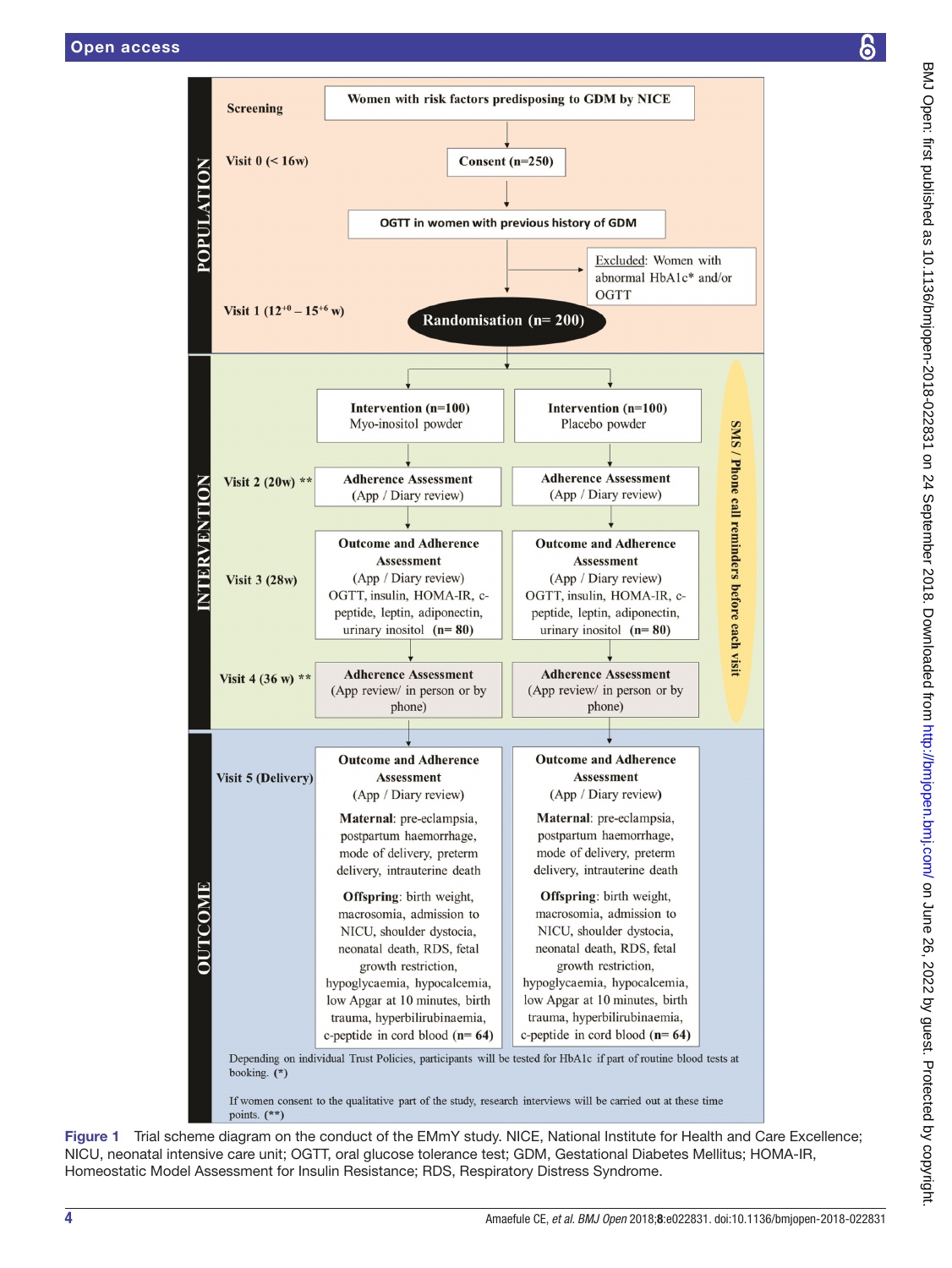**POPULATION**

**Screening** — Women with risk factors predisposing to GDM by NICE

**Visit 0 (< 16w)** — Consent (n=250)

OGTT in women with previous history of GDM

Excluded: Women with abnormal HbA1c* and/or OGTT

**Visit 1 ($12^{+0}$ – $15^{+6}$ w)** — Randomisation (n= 200)

**INTERVENTION**

SMS / Phone call reminders before each visit

| | Intervention (n=100) Myo-inositol powder | Intervention (n=100) Placebo powder |
|---|---|---|
| Visit 2 (20w) ** | Adherence Assessment (App / Diary review) | Adherence Assessment (App / Diary review) |
| Visit 3 (28w) | Outcome and Adherence Assessment (App / Diary review) OGTT, insulin, HOMA-IR, c-peptide, leptin, adiponectin, urinary inositol (n= 80) | Outcome and Adherence Assessment (App / Diary review) OGTT, insulin, HOMA-IR, c-peptide, leptin, adiponectin, urinary inositol (n= 80) |
| Visit 4 (36 w) ** | Adherence Assessment (App review/ in person or by phone) | Adherence Assessment (App review/ in person or by phone) |

**OUTCOME**

| | | |
|---|---|---|
| Visit 5 (Delivery) | Outcome and Adherence Assessment (App / Diary review) **Maternal**: pre-eclampsia, postpartum haemorrhage, mode of delivery, preterm delivery, intrauterine death **Offspring**: birth weight, macrosomia, admission to NICU, shoulder dystocia, neonatal death, RDS, fetal growth restriction, hypoglycaemia, hypocalcemia, low Apgar at 10 minutes, birth trauma, hyperbilirubinaemia, c-peptide in cord blood (n= 64) | Outcome and Adherence Assessment (App / Diary review) **Maternal**: pre-eclampsia, postpartum haemorrhage, mode of delivery, preterm delivery, intrauterine death **Offspring**: birth weight, macrosomia, admission to NICU, shoulder dystocia, neonatal death, RDS, fetal growth restriction, hypoglycaemia, hypocalcemia, low Apgar at 10 minutes, birth trauma, hyperbilirubinaemia, c-peptide in cord blood (n= 64) |

Depending on individual Trust Policies, participants will be tested for HbA1c if part of routine blood tests at booking. (*)

If women consent to the qualitative part of the study, research interviews will be carried out at these time points. (**)

**Figure 1** Trial scheme diagram on the conduct of the EMmY study. NICE, National Institute for Health and Care Excellence; NICU, neonatal intensive care unit; OGTT, oral glucose tolerance test; GDM, Gestational Diabetes Mellitus; HOMA-IR, Homeostatic Model Assessment for Insulin Resistance; RDS, Respiratory Distress Syndrome.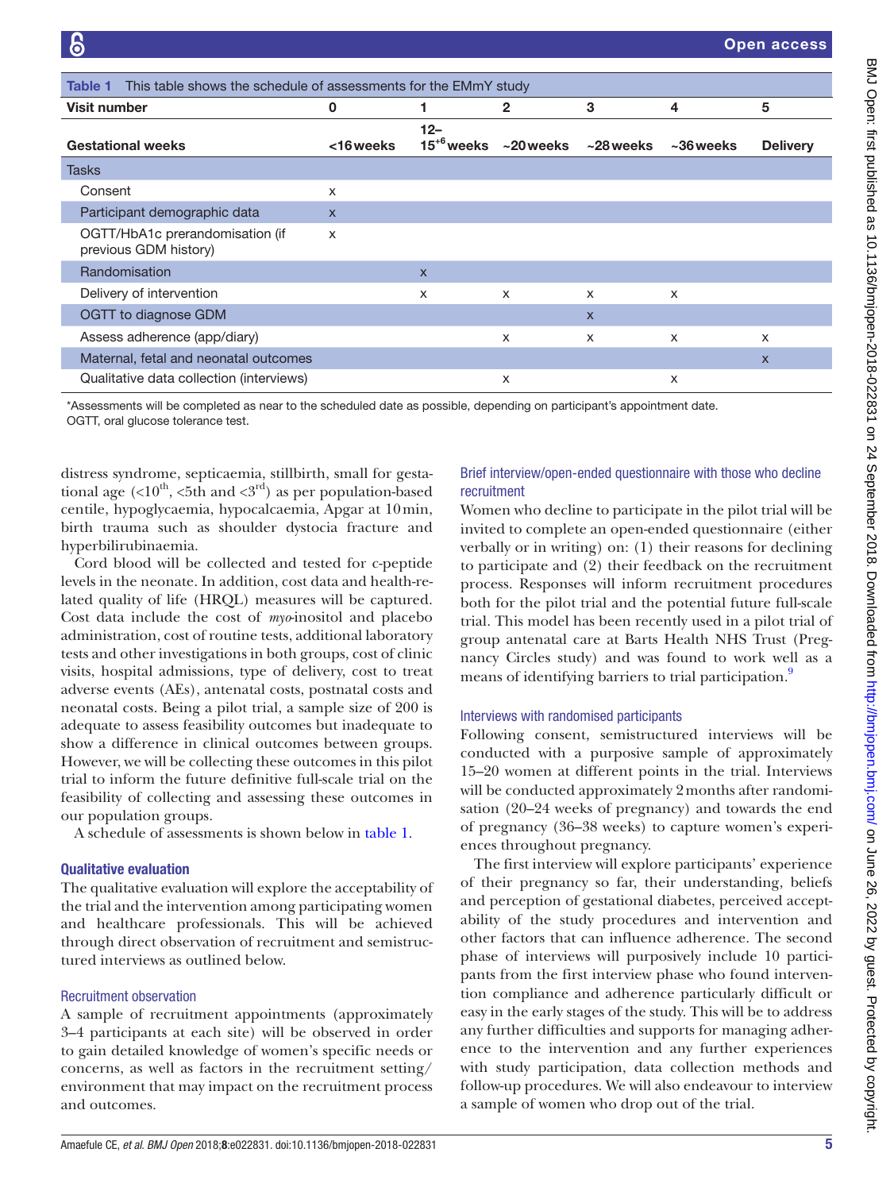Table 1 This table shows the schedule of assessments for the EMmY study

| Visit number | 0 | 1 | 2 | 3 | 4 | 5 |
|---|---|---|---|---|---|---|
| Gestational weeks | <16 weeks | 12–15$^{+6}$ weeks | ~20 weeks | ~28 weeks | ~36 weeks | Delivery |
| **Tasks** | | | | | | |
| Consent | x | | | | | |
| Participant demographic data | x | | | | | |
| OGTT/HbA1c prerandomisation (if previous GDM history) | x | | | | | |
| Randomisation | | x | | | | |
| Delivery of intervention | | x | x | x | x | |
| OGTT to diagnose GDM | | | | x | | |
| Assess adherence (app/diary) | | | x | x | x | x |
| Maternal, fetal and neonatal outcomes | | | | | | x |
| Qualitative data collection (interviews) | | | x | | x | |

*Assessments will be completed as near to the scheduled date as possible, depending on participant's appointment date.
OGTT, oral glucose tolerance test.

distress syndrome, septicaemia, stillbirth, small for gestational age (<10$^{th}$, <5th and <3$^{rd}$) as per population-based centile, hypoglycaemia, hypocalcaemia, Apgar at 10 min, birth trauma such as shoulder dystocia fracture and hyperbilirubinaemia.

Cord blood will be collected and tested for c-peptide levels in the neonate. In addition, cost data and health-related quality of life (HRQL) measures will be captured. Cost data include the cost of *myo*-inositol and placebo administration, cost of routine tests, additional laboratory tests and other investigations in both groups, cost of clinic visits, hospital admissions, type of delivery, cost to treat adverse events (AEs), antenatal costs, postnatal costs and neonatal costs. Being a pilot trial, a sample size of 200 is adequate to assess feasibility outcomes but inadequate to show a difference in clinical outcomes between groups. However, we will be collecting these outcomes in this pilot trial to inform the future definitive full-scale trial on the feasibility of collecting and assessing these outcomes in our population groups.

A schedule of assessments is shown below in table 1.

### Qualitative evaluation

The qualitative evaluation will explore the acceptability of the trial and the intervention among participating women and healthcare professionals. This will be achieved through direct observation of recruitment and semistructured interviews as outlined below.

#### Recruitment observation

A sample of recruitment appointments (approximately 3–4 participants at each site) will be observed in order to gain detailed knowledge of women's specific needs or concerns, as well as factors in the recruitment setting/environment that may impact on the recruitment process and outcomes.

#### Brief interview/open-ended questionnaire with those who decline recruitment

Women who decline to participate in the pilot trial will be invited to complete an open-ended questionnaire (either verbally or in writing) on: (1) their reasons for declining to participate and (2) their feedback on the recruitment process. Responses will inform recruitment procedures both for the pilot trial and the potential future full-scale trial. This model has been recently used in a pilot trial of group antenatal care at Barts Health NHS Trust (Pregnancy Circles study) and was found to work well as a means of identifying barriers to trial participation.[9]

#### Interviews with randomised participants

Following consent, semistructured interviews will be conducted with a purposive sample of approximately 15–20 women at different points in the trial. Interviews will be conducted approximately 2 months after randomisation (20–24 weeks of pregnancy) and towards the end of pregnancy (36–38 weeks) to capture women's experiences throughout pregnancy.

The first interview will explore participants' experience of their pregnancy so far, their understanding, beliefs and perception of gestational diabetes, perceived acceptability of the study procedures and intervention and other factors that can influence adherence. The second phase of interviews will purposively include 10 participants from the first interview phase who found intervention compliance and adherence particularly difficult or easy in the early stages of the study. This will be to address any further difficulties and supports for managing adherence to the intervention and any further experiences with study participation, data collection methods and follow-up procedures. We will also endeavour to interview a sample of women who drop out of the trial.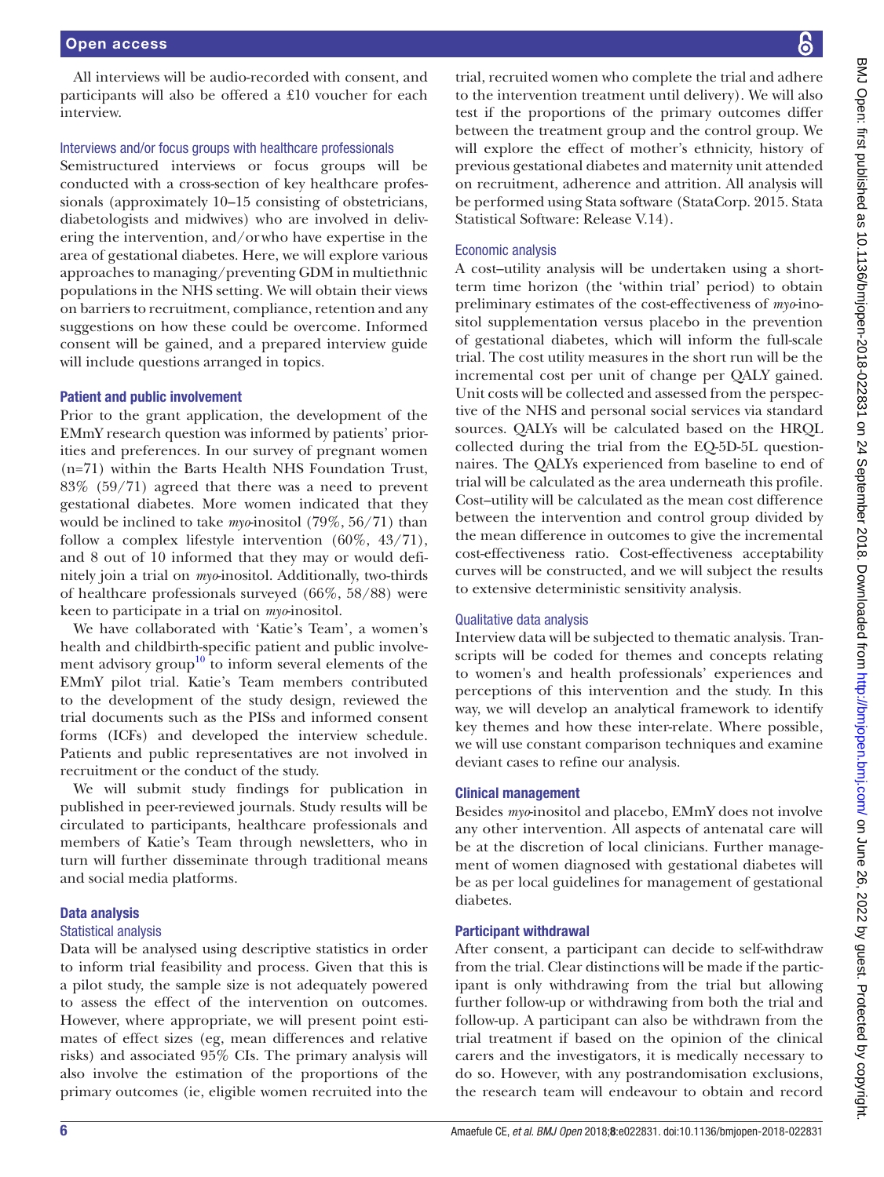All interviews will be audio-recorded with consent, and participants will also be offered a £10 voucher for each interview.

### Interviews and/or focus groups with healthcare professionals

Semistructured interviews or focus groups will be conducted with a cross-section of key healthcare professionals (approximately 10–15 consisting of obstetricians, diabetologists and midwives) who are involved in delivering the intervention, and/or who have expertise in the area of gestational diabetes. Here, we will explore various approaches to managing/preventing GDM in multiethnic populations in the NHS setting. We will obtain their views on barriers to recruitment, compliance, retention and any suggestions on how these could be overcome. Informed consent will be gained, and a prepared interview guide will include questions arranged in topics.

## Patient and public involvement

Prior to the grant application, the development of the EMmY research question was informed by patients' priorities and preferences. In our survey of pregnant women (n=71) within the Barts Health NHS Foundation Trust, 83% (59/71) agreed that there was a need to prevent gestational diabetes. More women indicated that they would be inclined to take *myo*-inositol (79%, 56/71) than follow a complex lifestyle intervention (60%, 43/71), and 8 out of 10 informed that they may or would definitely join a trial on *myo*-inositol. Additionally, two-thirds of healthcare professionals surveyed (66%, 58/88) were keen to participate in a trial on *myo*-inositol.

We have collaborated with 'Katie's Team', a women's health and childbirth-specific patient and public involvement advisory group[10] to inform several elements of the EMmY pilot trial. Katie's Team members contributed to the development of the study design, reviewed the trial documents such as the PISs and informed consent forms (ICFs) and developed the interview schedule. Patients and public representatives are not involved in recruitment or the conduct of the study.

We will submit study findings for publication in published in peer-reviewed journals. Study results will be circulated to participants, healthcare professionals and members of Katie's Team through newsletters, who in turn will further disseminate through traditional means and social media platforms.

## Data analysis

### Statistical analysis

Data will be analysed using descriptive statistics in order to inform trial feasibility and process. Given that this is a pilot study, the sample size is not adequately powered to assess the effect of the intervention on outcomes. However, where appropriate, we will present point estimates of effect sizes (eg, mean differences and relative risks) and associated 95% CIs. The primary analysis will also involve the estimation of the proportions of the primary outcomes (ie, eligible women recruited into the trial, recruited women who complete the trial and adhere to the intervention treatment until delivery). We will also test if the proportions of the primary outcomes differ between the treatment group and the control group. We will explore the effect of mother's ethnicity, history of previous gestational diabetes and maternity unit attended on recruitment, adherence and attrition. All analysis will be performed using Stata software (StataCorp. 2015. Stata Statistical Software: Release V.14).

### Economic analysis

A cost–utility analysis will be undertaken using a short-term time horizon (the 'within trial' period) to obtain preliminary estimates of the cost-effectiveness of *myo*-inositol supplementation versus placebo in the prevention of gestational diabetes, which will inform the full-scale trial. The cost utility measures in the short run will be the incremental cost per unit of change per QALY gained. Unit costs will be collected and assessed from the perspective of the NHS and personal social services via standard sources. QALYs will be calculated based on the HRQL collected during the trial from the EQ-5D-5L questionnaires. The QALYs experienced from baseline to end of trial will be calculated as the area underneath this profile. Cost–utility will be calculated as the mean cost difference between the intervention and control group divided by the mean difference in outcomes to give the incremental cost-effectiveness ratio. Cost-effectiveness acceptability curves will be constructed, and we will subject the results to extensive deterministic sensitivity analysis.

### Qualitative data analysis

Interview data will be subjected to thematic analysis. Transcripts will be coded for themes and concepts relating to women's and health professionals' experiences and perceptions of this intervention and the study. In this way, we will develop an analytical framework to identify key themes and how these inter-relate. Where possible, we will use constant comparison techniques and examine deviant cases to refine our analysis.

## Clinical management

Besides *myo*-inositol and placebo, EMmY does not involve any other intervention. All aspects of antenatal care will be at the discretion of local clinicians. Further management of women diagnosed with gestational diabetes will be as per local guidelines for management of gestational diabetes.

## Participant withdrawal

After consent, a participant can decide to self-withdraw from the trial. Clear distinctions will be made if the participant is only withdrawing from the trial but allowing further follow-up or withdrawing from both the trial and follow-up. A participant can also be withdrawn from the trial treatment if based on the opinion of the clinical carers and the investigators, it is medically necessary to do so. However, with any postrandomisation exclusions, the research team will endeavour to obtain and record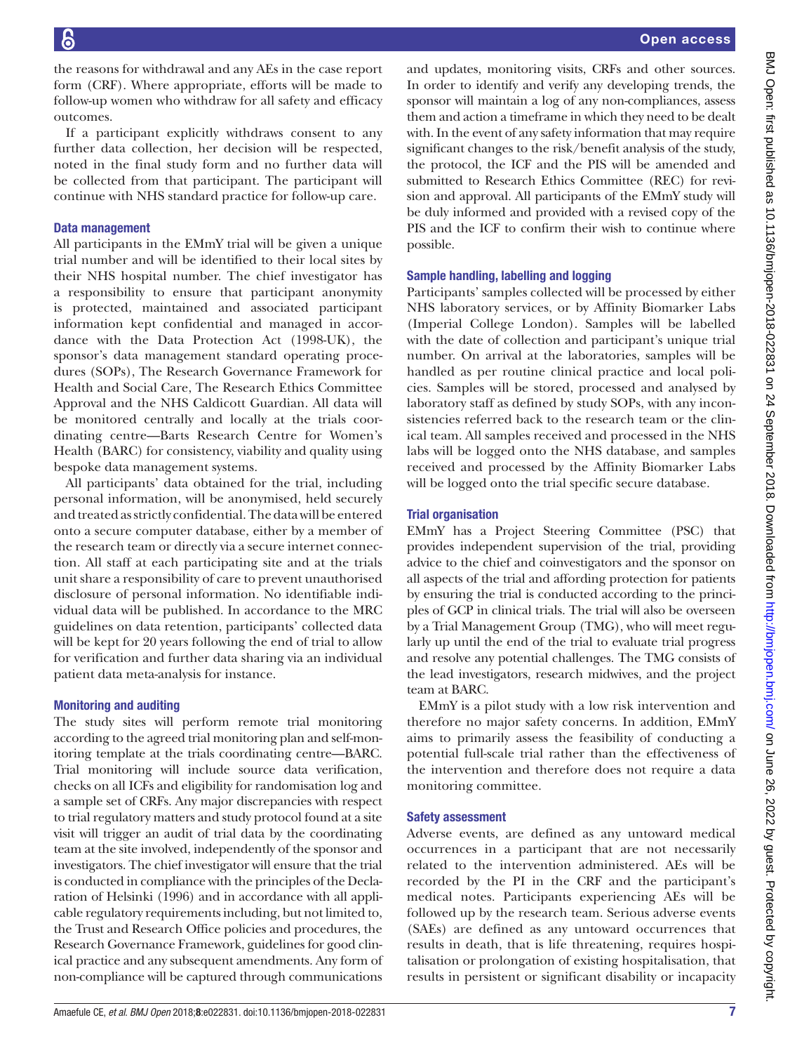the reasons for withdrawal and any AEs in the case report form (CRF). Where appropriate, efforts will be made to follow-up women who withdraw for all safety and efficacy outcomes.

If a participant explicitly withdraws consent to any further data collection, her decision will be respected, noted in the final study form and no further data will be collected from that participant. The participant will continue with NHS standard practice for follow-up care.

### Data management

All participants in the EMmY trial will be given a unique trial number and will be identified to their local sites by their NHS hospital number. The chief investigator has a responsibility to ensure that participant anonymity is protected, maintained and associated participant information kept confidential and managed in accordance with the Data Protection Act (1998-UK), the sponsor's data management standard operating procedures (SOPs), The Research Governance Framework for Health and Social Care, The Research Ethics Committee Approval and the NHS Caldicott Guardian. All data will be monitored centrally and locally at the trials coordinating centre—Barts Research Centre for Women's Health (BARC) for consistency, viability and quality using bespoke data management systems.

All participants' data obtained for the trial, including personal information, will be anonymised, held securely and treated as strictly confidential. The data will be entered onto a secure computer database, either by a member of the research team or directly via a secure internet connection. All staff at each participating site and at the trials unit share a responsibility of care to prevent unauthorised disclosure of personal information. No identifiable individual data will be published. In accordance to the MRC guidelines on data retention, participants' collected data will be kept for 20 years following the end of trial to allow for verification and further data sharing via an individual patient data meta-analysis for instance.

### Monitoring and auditing

The study sites will perform remote trial monitoring according to the agreed trial monitoring plan and self-monitoring template at the trials coordinating centre—BARC. Trial monitoring will include source data verification, checks on all ICFs and eligibility for randomisation log and a sample set of CRFs. Any major discrepancies with respect to trial regulatory matters and study protocol found at a site visit will trigger an audit of trial data by the coordinating team at the site involved, independently of the sponsor and investigators. The chief investigator will ensure that the trial is conducted in compliance with the principles of the Declaration of Helsinki (1996) and in accordance with all applicable regulatory requirements including, but not limited to, the Trust and Research Office policies and procedures, the Research Governance Framework, guidelines for good clinical practice and any subsequent amendments. Any form of non-compliance will be captured through communications and updates, monitoring visits, CRFs and other sources. In order to identify and verify any developing trends, the sponsor will maintain a log of any non-compliances, assess them and action a timeframe in which they need to be dealt with. In the event of any safety information that may require significant changes to the risk/benefit analysis of the study, the protocol, the ICF and the PIS will be amended and submitted to Research Ethics Committee (REC) for revision and approval. All participants of the EMmY study will be duly informed and provided with a revised copy of the PIS and the ICF to confirm their wish to continue where possible.

### Sample handling, labelling and logging

Participants' samples collected will be processed by either NHS laboratory services, or by Affinity Biomarker Labs (Imperial College London). Samples will be labelled with the date of collection and participant's unique trial number. On arrival at the laboratories, samples will be handled as per routine clinical practice and local policies. Samples will be stored, processed and analysed by laboratory staff as defined by study SOPs, with any inconsistencies referred back to the research team or the clinical team. All samples received and processed in the NHS labs will be logged onto the NHS database, and samples received and processed by the Affinity Biomarker Labs will be logged onto the trial specific secure database.

### Trial organisation

EMmY has a Project Steering Committee (PSC) that provides independent supervision of the trial, providing advice to the chief and coinvestigators and the sponsor on all aspects of the trial and affording protection for patients by ensuring the trial is conducted according to the principles of GCP in clinical trials. The trial will also be overseen by a Trial Management Group (TMG), who will meet regularly up until the end of the trial to evaluate trial progress and resolve any potential challenges. The TMG consists of the lead investigators, research midwives, and the project team at BARC.

EMmY is a pilot study with a low risk intervention and therefore no major safety concerns. In addition, EMmY aims to primarily assess the feasibility of conducting a potential full-scale trial rather than the effectiveness of the intervention and therefore does not require a data monitoring committee.

### Safety assessment

Adverse events, are defined as any untoward medical occurrences in a participant that are not necessarily related to the intervention administered. AEs will be recorded by the PI in the CRF and the participant's medical notes. Participants experiencing AEs will be followed up by the research team. Serious adverse events (SAEs) are defined as any untoward occurrences that results in death, that is life threatening, requires hospitalisation or prolongation of existing hospitalisation, that results in persistent or significant disability or incapacity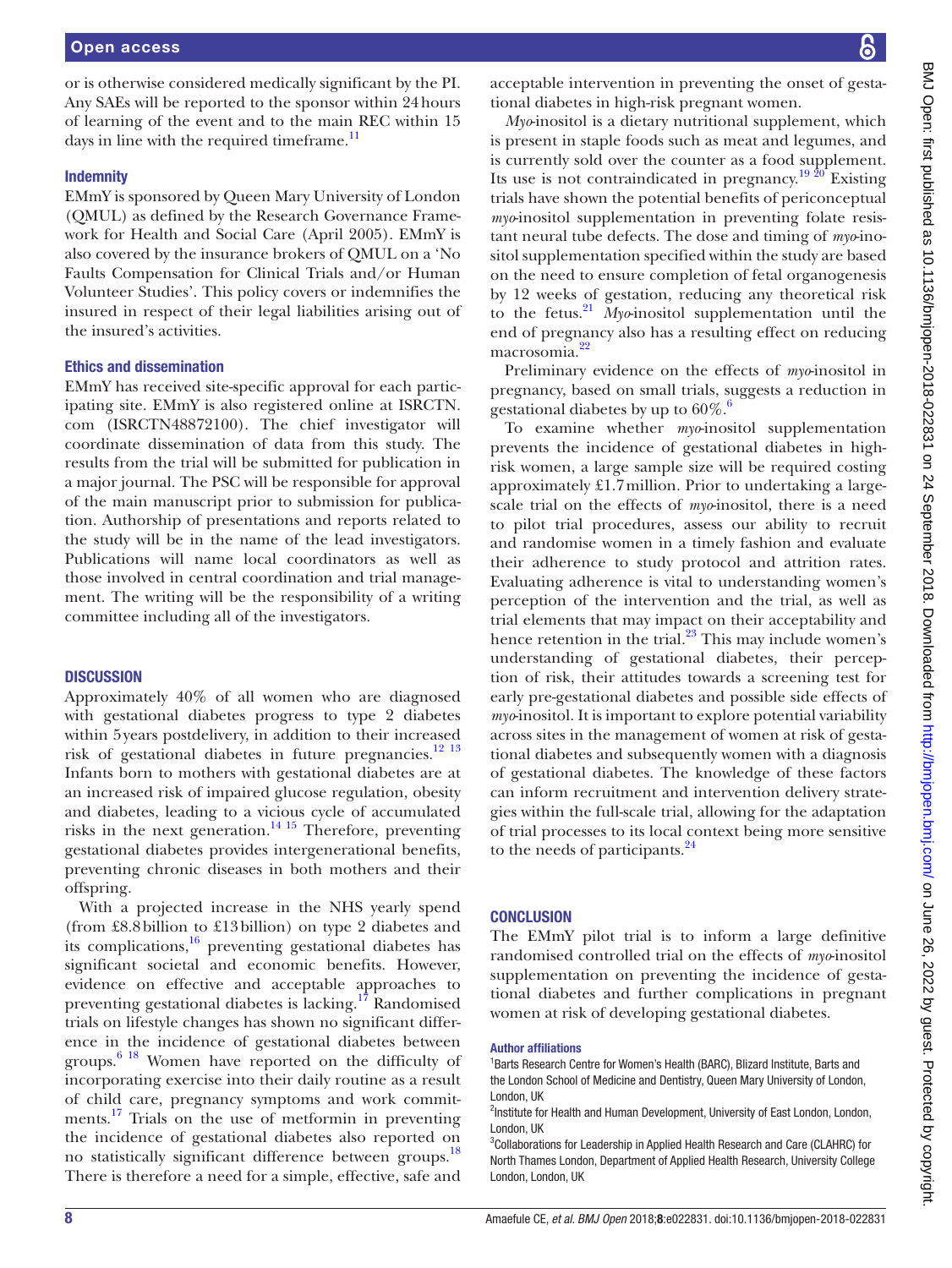or is otherwise considered medically significant by the PI. Any SAEs will be reported to the sponsor within 24 hours of learning of the event and to the main REC within 15 days in line with the required timeframe.[11]

### Indemnity

EMmY is sponsored by Queen Mary University of London (QMUL) as defined by the Research Governance Framework for Health and Social Care (April 2005). EMmY is also covered by the insurance brokers of QMUL on a 'No Faults Compensation for Clinical Trials and/or Human Volunteer Studies'. This policy covers or indemnifies the insured in respect of their legal liabilities arising out of the insured's activities.

### Ethics and dissemination

EMmY has received site-specific approval for each participating site. EMmY is also registered online at ISRCTN.com (ISRCTN48872100). The chief investigator will coordinate dissemination of data from this study. The results from the trial will be submitted for publication in a major journal. The PSC will be responsible for approval of the main manuscript prior to submission for publication. Authorship of presentations and reports related to the study will be in the name of the lead investigators. Publications will name local coordinators as well as those involved in central coordination and trial management. The writing will be the responsibility of a writing committee including all of the investigators.

## DISCUSSION

Approximately 40% of all women who are diagnosed with gestational diabetes progress to type 2 diabetes within 5 years postdelivery, in addition to their increased risk of gestational diabetes in future pregnancies.[12,13] Infants born to mothers with gestational diabetes are at an increased risk of impaired glucose regulation, obesity and diabetes, leading to a vicious cycle of accumulated risks in the next generation.[14,15] Therefore, preventing gestational diabetes provides intergenerational benefits, preventing chronic diseases in both mothers and their offspring.

With a projected increase in the NHS yearly spend (from £8.8 billion to £13 billion) on type 2 diabetes and its complications,[16] preventing gestational diabetes has significant societal and economic benefits. However, evidence on effective and acceptable approaches to preventing gestational diabetes is lacking.[17] Randomised trials on lifestyle changes has shown no significant difference in the incidence of gestational diabetes between groups.[6,18] Women have reported on the difficulty of incorporating exercise into their daily routine as a result of child care, pregnancy symptoms and work commitments.[17] Trials on the use of metformin in preventing the incidence of gestational diabetes also reported on no statistically significant difference between groups.[18] There is therefore a need for a simple, effective, safe and acceptable intervention in preventing the onset of gestational diabetes in high-risk pregnant women.

*Myo*-inositol is a dietary nutritional supplement, which is present in staple foods such as meat and legumes, and is currently sold over the counter as a food supplement. Its use is not contraindicated in pregnancy.[19,20] Existing trials have shown the potential benefits of periconceptual *myo*-inositol supplementation in preventing folate resistant neural tube defects. The dose and timing of *myo*-inositol supplementation specified within the study are based on the need to ensure completion of fetal organogenesis by 12 weeks of gestation, reducing any theoretical risk to the fetus.[21] *Myo*-inositol supplementation until the end of pregnancy also has a resulting effect on reducing macrosomia.[22]

Preliminary evidence on the effects of *myo*-inositol in pregnancy, based on small trials, suggests a reduction in gestational diabetes by up to 60%.[6]

To examine whether *myo*-inositol supplementation prevents the incidence of gestational diabetes in high-risk women, a large sample size will be required costing approximately £1.7 million. Prior to undertaking a large-scale trial on the effects of *myo*-inositol, there is a need to pilot trial procedures, assess our ability to recruit and randomise women in a timely fashion and evaluate their adherence to study protocol and attrition rates. Evaluating adherence is vital to understanding women's perception of the intervention and the trial, as well as trial elements that may impact on their acceptability and hence retention in the trial.[23] This may include women's understanding of gestational diabetes, their perception of risk, their attitudes towards a screening test for early pre-gestational diabetes and possible side effects of *myo*-inositol. It is important to explore potential variability across sites in the management of women at risk of gestational diabetes and subsequently women with a diagnosis of gestational diabetes. The knowledge of these factors can inform recruitment and intervention delivery strategies within the full-scale trial, allowing for the adaptation of trial processes to its local context being more sensitive to the needs of participants.[24]

## CONCLUSION

The EMmY pilot trial is to inform a large definitive randomised controlled trial on the effects of *myo*-inositol supplementation on preventing the incidence of gestational diabetes and further complications in pregnant women at risk of developing gestational diabetes.

#### Author affiliations

[1]Barts Research Centre for Women's Health (BARC), Blizard Institute, Barts and the London School of Medicine and Dentistry, Queen Mary University of London, London, UK

[2]Institute for Health and Human Development, University of East London, London, London, UK

[3]Collaborations for Leadership in Applied Health Research and Care (CLAHRC) for North Thames London, Department of Applied Health Research, University College London, London, UK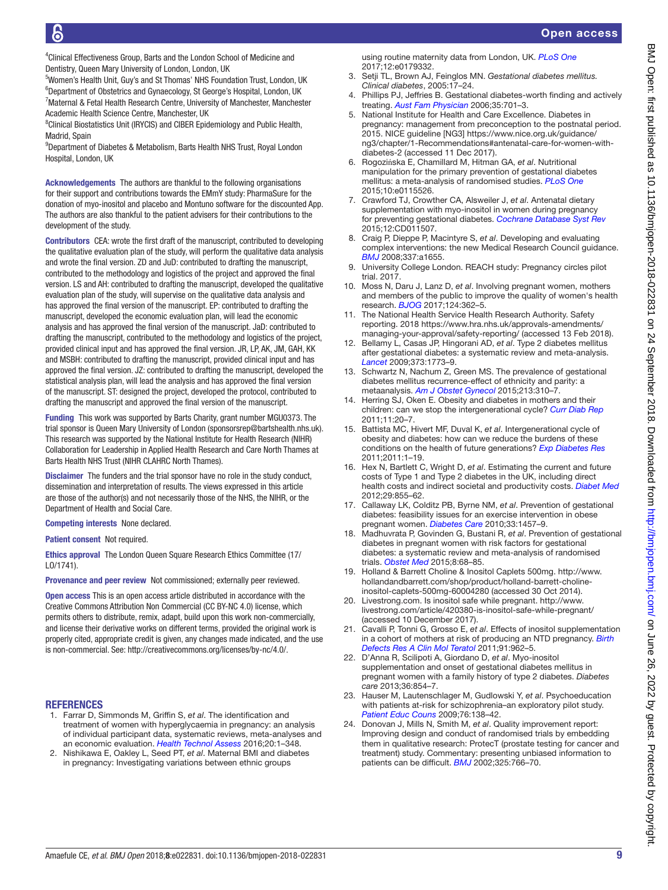[4]Clinical Effectiveness Group, Barts and the London School of Medicine and Dentistry, Queen Mary University of London, London, UK
[5]Women's Health Unit, Guy's and St Thomas' NHS Foundation Trust, London, UK
[6]Department of Obstetrics and Gynaecology, St George's Hospital, London, UK
[7]Maternal & Fetal Health Research Centre, University of Manchester, Manchester Academic Health Science Centre, Manchester, UK
[8]Clinical Biostatistics Unit (IRYCIS) and CIBER Epidemiology and Public Health, Madrid, Spain
[9]Department of Diabetes & Metabolism, Barts Health NHS Trust, Royal London Hospital, London, UK

**Acknowledgements** The authors are thankful to the following organisations for their support and contributions towards the EMmY study: PharmaSure for the donation of myo-inositol and placebo and Montuno software for the discounted App. The authors are also thankful to the patient advisers for their contributions to the development of the study.

**Contributors** CEA: wrote the first draft of the manuscript, contributed to developing the qualitative evaluation plan of the study, will perform the qualitative data analysis and wrote the final version. ZD and JuD: contributed to drafting the manuscript, contributed to the methodology and logistics of the project and approved the final version. LS and AH: contributed to drafting the manuscript, developed the qualitative evaluation plan of the study, will supervise on the qualitative data analysis and has approved the final version of the manuscript. EP: contributed to drafting the manuscript, developed the economic evaluation plan, will lead the economic analysis and has approved the final version of the manuscript. JaD: contributed to drafting the manuscript, contributed to the methodology and logistics of the project, provided clinical input and has approved the final version. JR, LP, AK, JM, GAH, KK and MSBH: contributed to drafting the manuscript, provided clinical input and has approved the final version. JZ: contributed to drafting the manuscript, developed the statistical analysis plan, will lead the analysis and has approved the final version of the manuscript. ST: designed the project, developed the protocol, contributed to drafting the manuscript and approved the final version of the manuscript.

**Funding** This work was supported by Barts Charity, grant number MGU0373. The trial sponsor is Queen Mary University of London (sponsorsrep@bartshealth.nhs.uk). This research was supported by the National Institute for Health Research (NIHR) Collaboration for Leadership in Applied Health Research and Care North Thames at Barts Health NHS Trust (NIHR CLAHRC North Thames).

**Disclaimer** The funders and the trial sponsor have no role in the study conduct, dissemination and interpretation of results. The views expressed in this article are those of the author(s) and not necessarily those of the NHS, the NIHR, or the Department of Health and Social Care.

**Competing interests** None declared.

**Patient consent** Not required.

**Ethics approval** The London Queen Square Research Ethics Committee (17/LO/1741).

**Provenance and peer review** Not commissioned; externally peer reviewed.

**Open access** This is an open access article distributed in accordance with the Creative Commons Attribution Non Commercial (CC BY-NC 4.0) license, which permits others to distribute, remix, adapt, build upon this work non-commercially, and license their derivative works on different terms, provided the original work is properly cited, appropriate credit is given, any changes made indicated, and the use is non-commercial. See: http://creativecommons.org/licenses/by-nc/4.0/.

## REFERENCES

1. Farrar D, Simmonds M, Griffin S, *et al*. The identification and treatment of women with hyperglycaemia in pregnancy: an analysis of individual participant data, systematic reviews, meta-analyses and an economic evaluation. *Health Technol Assess* 2016;20:1–348.
2. Nishikawa E, Oakley L, Seed PT, *et al*. Maternal BMI and diabetes in pregnancy: Investigating variations between ethnic groups using routine maternity data from London, UK. *PLoS One* 2017;12:e0179332.
3. Setji TL, Brown AJ, Feinglos MN. *Gestational diabetes mellitus. Clinical diabetes*, 2005:17–24.
4. Phillips PJ, Jeffries B. Gestational diabetes-worth finding and actively treating. *Aust Fam Physician* 2006;35:701–3.
5. National Institute for Health and Care Excellence. Diabetes in pregnancy: management from preconception to the postnatal period. 2015. NICE guideline [NG3] https://www.nice.org.uk/guidance/ng3/chapter/1-Recommendations#antenatal-care-for-women-with-diabetes-2 (accessed 11 Dec 2017).
6. Rogozińska E, Chamillard M, Hitman GA, *et al*. Nutritional manipulation for the primary prevention of gestational diabetes mellitus: a meta-analysis of randomised studies. *PLoS One* 2015;10:e0115526.
7. Crawford TJ, Crowther CA, Alsweiler J, *et al*. Antenatal dietary supplementation with myo-inositol in women during pregnancy for preventing gestational diabetes. *Cochrane Database Syst Rev* 2015;12:CD011507.
8. Craig P, Dieppe P, Macintyre S, *et al*. Developing and evaluating complex interventions: the new Medical Research Council guidance. *BMJ* 2008;337:a1655.
9. University College London. REACH study: Pregnancy circles pilot trial. 2017.
10. Moss N, Daru J, Lanz D, *et al*. Involving pregnant women, mothers and members of the public to improve the quality of women's health research. *BJOG* 2017;124:362–5.
11. The National Health Service Health Research Authority. Safety reporting. 2018 https://www.hra.nhs.uk/approvals-amendments/managing-your-approval/safety-reporting/ (accessed 13 Feb 2018).
12. Bellamy L, Casas JP, Hingorani AD, *et al*. Type 2 diabetes mellitus after gestational diabetes: a systematic review and meta-analysis. *Lancet* 2009;373:1773–9.
13. Schwartz N, Nachum Z, Green MS. The prevalence of gestational diabetes mellitus recurrence-effect of ethnicity and parity: a metaanalysis. *Am J Obstet Gynecol* 2015;213:310–7.
14. Herring SJ, Oken E. Obesity and diabetes in mothers and their children: can we stop the intergenerational cycle? *Curr Diab Rep* 2011;11:20–7.
15. Battista MC, Hivert MF, Duval K, *et al*. Intergenerational cycle of obesity and diabetes: how can we reduce the burdens of these conditions on the health of future generations? *Exp Diabetes Res* 2011;2011:1–19.
16. Hex N, Bartlett C, Wright D, *et al*. Estimating the current and future costs of Type 1 and Type 2 diabetes in the UK, including direct health costs and indirect societal and productivity costs. *Diabet Med* 2012;29:855–62.
17. Callaway LK, Colditz PB, Byrne NM, *et al*. Prevention of gestational diabetes: feasibility issues for an exercise intervention in obese pregnant women. *Diabetes Care* 2010;33:1457–9.
18. Madhuvrata P, Govinden G, Bustani R, *et al*. Prevention of gestational diabetes in pregnant women with risk factors for gestational diabetes: a systematic review and meta-analysis of randomised trials. *Obstet Med* 2015;8:68–85.
19. Holland & Barrett Choline & Inositol Caplets 500mg. http://www.hollandandbarrett.com/shop/product/holland-barrett-choline-inositol-caplets-500mg-60004280 (accessed 30 Oct 2014).
20. Livestrong.com. Is inositol safe while pregnant. http://www.livestrong.com/article/420380-is-inositol-safe-while-pregnant/ (accessed 10 December 2017).
21. Cavalli P, Tonni G, Grosso E, *et al*. Effects of inositol supplementation in a cohort of mothers at risk of producing an NTD pregnancy. *Birth Defects Res A Clin Mol Teratol* 2011;91:962–5.
22. D'Anna R, Scilipoti A, Giordano D, *et al*. Myo-inositol supplementation and onset of gestational diabetes mellitus in pregnant women with a family history of type 2 diabetes. *Diabetes care* 2013;36:854–7.
23. Hauser M, Lautenschlager M, Gudlowski Y, *et al*. Psychoeducation with patients at-risk for schizophrenia–an exploratory pilot study. *Patient Educ Couns* 2009;76:138–42.
24. Donovan J, Mills N, Smith M, *et al*. Quality improvement report: Improving design and conduct of randomised trials by embedding them in qualitative research: ProtecT (prostate testing for cancer and treatment) study. Commentary: presenting unbiased information to patients can be difficult. *BMJ* 2002;325:766–70.